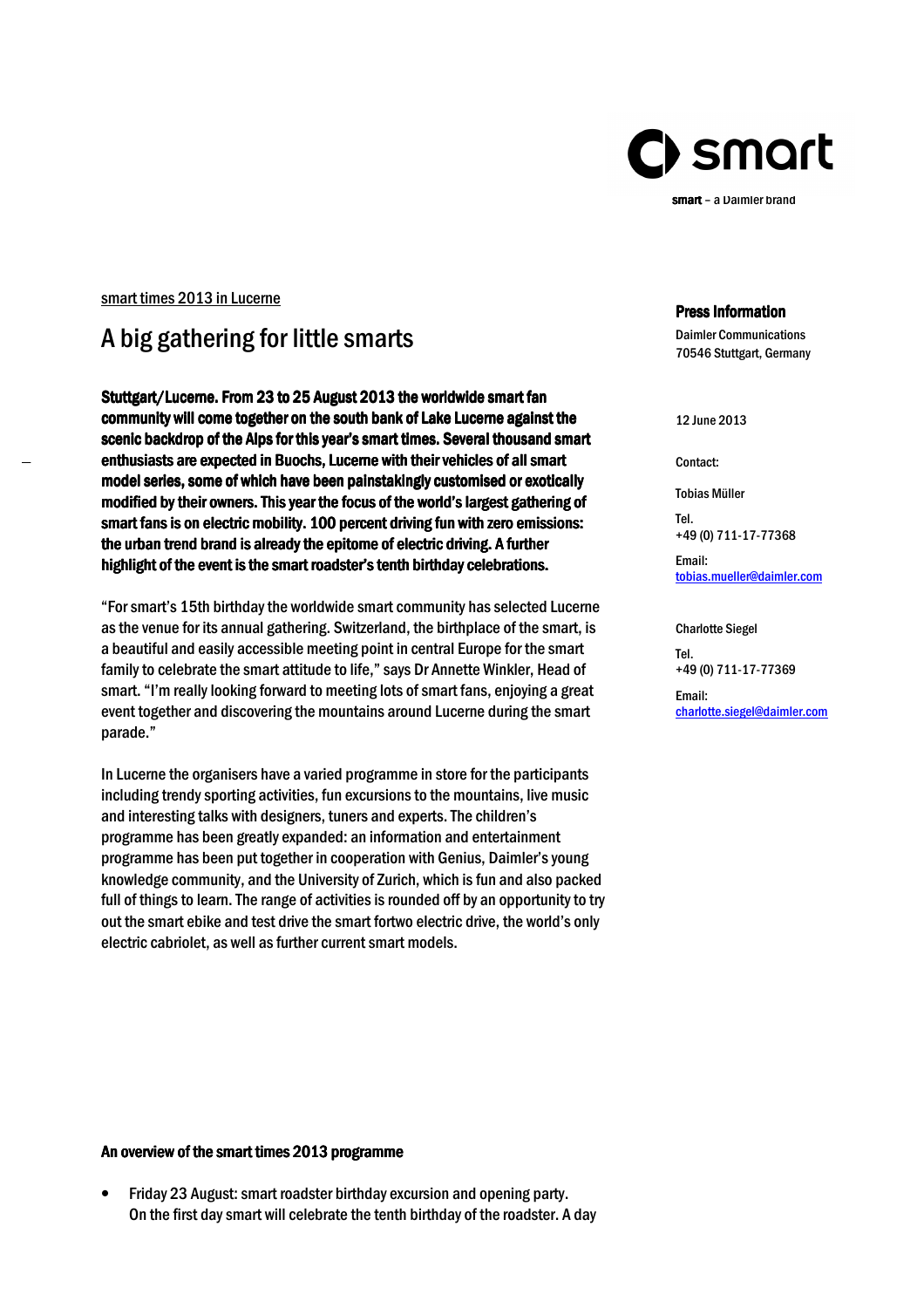smart – a Daimler brand

**Press Information**

Daimler Communications
70546 Stuttgart, Germany

12 June 2013

Contact:

Tobias Müller

Tel.
+49 (0) 711-17-77368

Email:
tobias.mueller@daimler.com

Charlotte Siegel

Tel.
+49 (0) 711-17-77369

Email:
charlotte.siegel@daimler.com

smart times 2013 in Lucerne

# A big gathering for little smarts

**Stuttgart/Lucerne. From 23 to 25 August 2013 the worldwide smart fan community will come together on the south bank of Lake Lucerne against the scenic backdrop of the Alps for this year's smart times. Several thousand smart enthusiasts are expected in Buochs, Lucerne with their vehicles of all smart model series, some of which have been painstakingly customised or exotically modified by their owners. This year the focus of the world's largest gathering of smart fans is on electric mobility. 100 percent driving fun with zero emissions: the urban trend brand is already the epitome of electric driving. A further highlight of the event is the smart roadster's tenth birthday celebrations.**

"For smart's 15th birthday the worldwide smart community has selected Lucerne as the venue for its annual gathering. Switzerland, the birthplace of the smart, is a beautiful and easily accessible meeting point in central Europe for the smart family to celebrate the smart attitude to life," says Dr Annette Winkler, Head of smart. "I'm really looking forward to meeting lots of smart fans, enjoying a great event together and discovering the mountains around Lucerne during the smart parade."

In Lucerne the organisers have a varied programme in store for the participants including trendy sporting activities, fun excursions to the mountains, live music and interesting talks with designers, tuners and experts. The children's programme has been greatly expanded: an information and entertainment programme has been put together in cooperation with Genius, Daimler's young knowledge community, and the University of Zurich, which is fun and also packed full of things to learn. The range of activities is rounded off by an opportunity to try out the smart ebike and test drive the smart fortwo electric drive, the world's only electric cabriolet, as well as further current smart models.

**An overview of the smart times 2013 programme**

- Friday 23 August: smart roadster birthday excursion and opening party. On the first day smart will celebrate the tenth birthday of the roadster. A day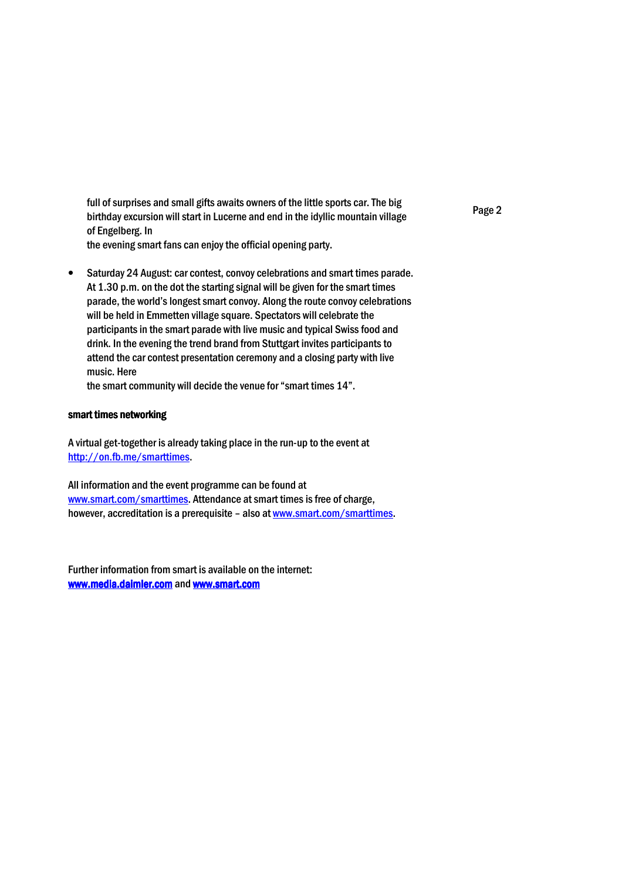full of surprises and small gifts awaits owners of the little sports car. The big birthday excursion will start in Lucerne and end in the idyllic mountain village of Engelberg. In the evening smart fans can enjoy the official opening party.

- Saturday 24 August: car contest, convoy celebrations and smart times parade. At 1.30 p.m. on the dot the starting signal will be given for the smart times parade, the world's longest smart convoy. Along the route convoy celebrations will be held in Emmetten village square. Spectators will celebrate the participants in the smart parade with live music and typical Swiss food and drink. In the evening the trend brand from Stuttgart invites participants to attend the car contest presentation ceremony and a closing party with live music. Here the smart community will decide the venue for "smart times 14".

**smart times networking**

A virtual get-together is already taking place in the run-up to the event at http://on.fb.me/smarttimes.

All information and the event programme can be found at www.smart.com/smarttimes. Attendance at smart times is free of charge, however, accreditation is a prerequisite – also at www.smart.com/smarttimes.

Further information from smart is available on the internet:
**www.media.daimler.com** and **www.smart.com**